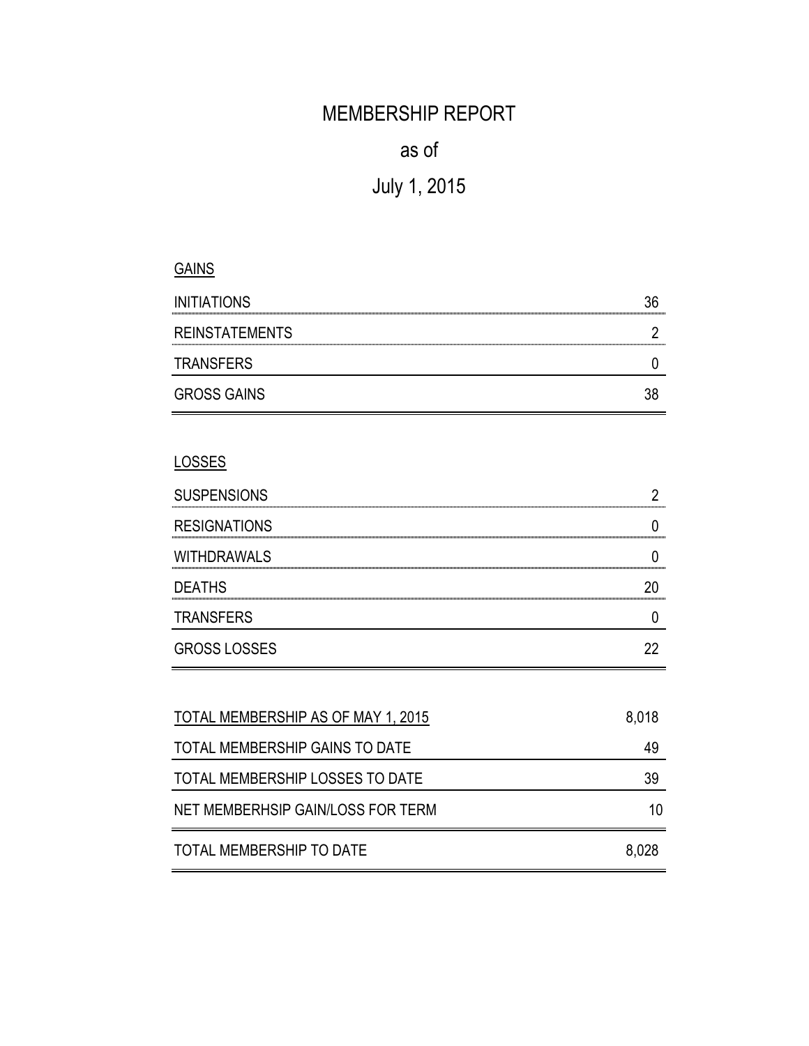# MEMBERSHIP REPORT

## as of

## July 1, 2015

**GAINS**

| | |
|---|---|
| INITIATIONS | 36 |
| REINSTATEMENTS | 2 |
| TRANSFERS | 0 |
| GROSS GAINS | 38 |

**LOSSES**

| | |
|---|---|
| SUSPENSIONS | 2 |
| RESIGNATIONS | 0 |
| WITHDRAWALS | 0 |
| DEATHS | 20 |
| TRANSFERS | 0 |
| GROSS LOSSES | 22 |

| | |
|---|---|
| TOTAL MEMBERSHIP AS OF MAY 1, 2015 | 8,018 |
| TOTAL MEMBERSHIP GAINS TO DATE | 49 |
| TOTAL MEMBERSHIP LOSSES TO DATE | 39 |
| NET MEMBERHSIP GAIN/LOSS FOR TERM | 10 |
| TOTAL MEMBERSHIP TO DATE | 8,028 |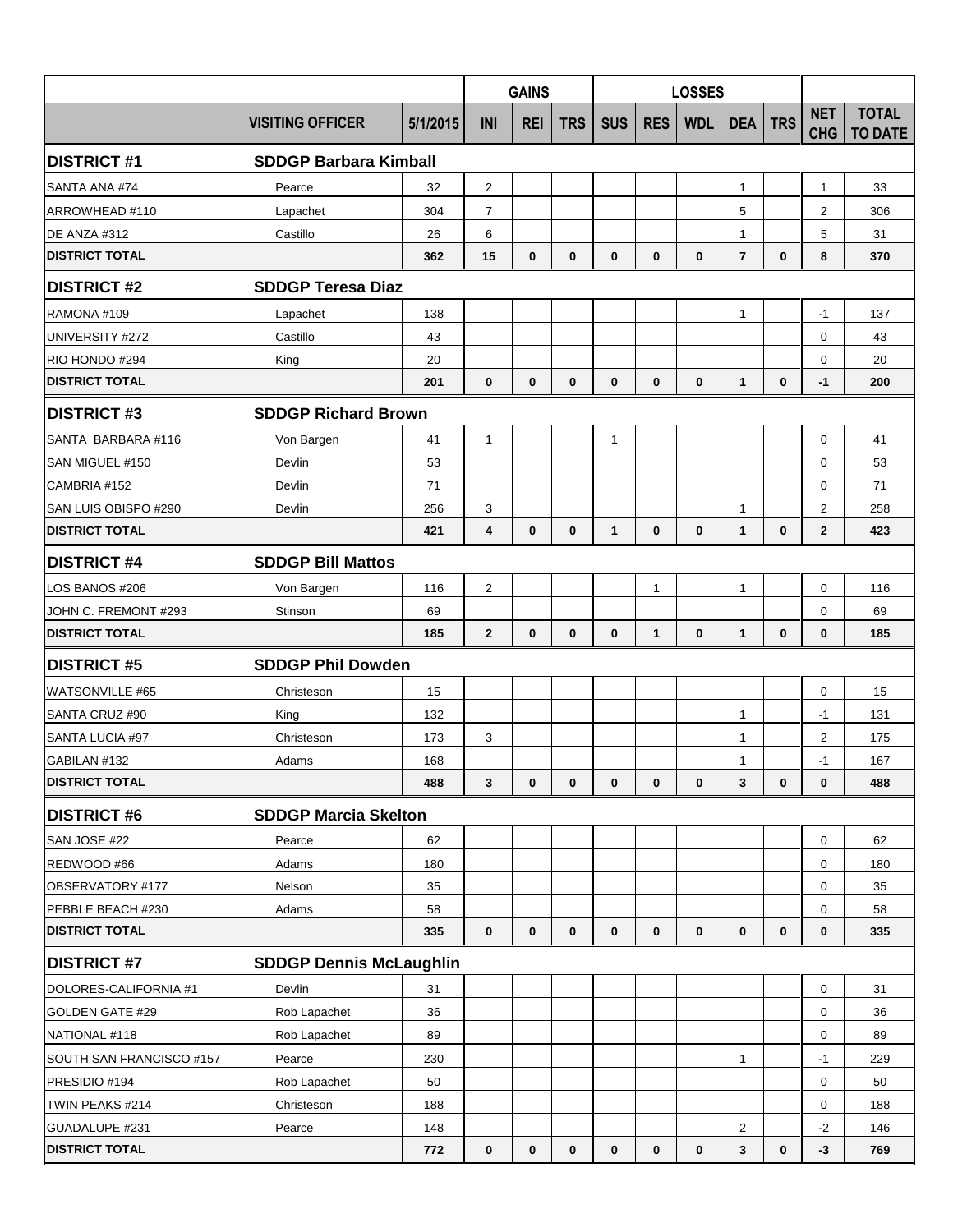| | | | GAINS | | | LOSSES | | | | | | |
|---|---|---|---|---|---|---|---|---|---|---|---|---|
| | VISITING OFFICER | 5/1/2015 | INI | REI | TRS | SUS | RES | WDL | DEA | TRS | NET CHG | TOTAL TO DATE |
| **DISTRICT #1** | **SDDGP Barbara Kimball** | | | | | | | | | | | |
| SANTA ANA #74 | Pearce | 32 | 2 | | | | | | 1 | | 1 | 33 |
| ARROWHEAD #110 | Lapachet | 304 | 7 | | | | | | 5 | | 2 | 306 |
| DE ANZA #312 | Castillo | 26 | 6 | | | | | | 1 | | 5 | 31 |
| **DISTRICT TOTAL** | | **362** | **15** | **0** | **0** | **0** | **0** | **0** | **7** | **0** | **8** | **370** |
| **DISTRICT #2** | **SDDGP Teresa Diaz** | | | | | | | | | | | |
| RAMONA #109 | Lapachet | 138 | | | | | | | 1 | | -1 | 137 |
| UNIVERSITY #272 | Castillo | 43 | | | | | | | | | 0 | 43 |
| RIO HONDO #294 | King | 20 | | | | | | | | | 0 | 20 |
| **DISTRICT TOTAL** | | **201** | **0** | **0** | **0** | **0** | **0** | **0** | **1** | **0** | **-1** | **200** |
| **DISTRICT #3** | **SDDGP Richard Brown** | | | | | | | | | | | |
| SANTA BARBARA #116 | Von Bargen | 41 | 1 | | | 1 | | | | | 0 | 41 |
| SAN MIGUEL #150 | Devlin | 53 | | | | | | | | | 0 | 53 |
| CAMBRIA #152 | Devlin | 71 | | | | | | | | | 0 | 71 |
| SAN LUIS OBISPO #290 | Devlin | 256 | 3 | | | | | | 1 | | 2 | 258 |
| **DISTRICT TOTAL** | | **421** | **4** | **0** | **0** | **1** | **0** | **0** | **1** | **0** | **2** | **423** |
| **DISTRICT #4** | **SDDGP Bill Mattos** | | | | | | | | | | | |
| LOS BANOS #206 | Von Bargen | 116 | 2 | | | | 1 | | 1 | | 0 | 116 |
| JOHN C. FREMONT #293 | Stinson | 69 | | | | | | | | | 0 | 69 |
| **DISTRICT TOTAL** | | **185** | **2** | **0** | **0** | **0** | **1** | **0** | **1** | **0** | **0** | **185** |
| **DISTRICT #5** | **SDDGP Phil Dowden** | | | | | | | | | | | |
| WATSONVILLE #65 | Christeson | 15 | | | | | | | | | 0 | 15 |
| SANTA CRUZ #90 | King | 132 | | | | | | | 1 | | -1 | 131 |
| SANTA LUCIA #97 | Christeson | 173 | 3 | | | | | | 1 | | 2 | 175 |
| GABILAN #132 | Adams | 168 | | | | | | | 1 | | -1 | 167 |
| **DISTRICT TOTAL** | | **488** | **3** | **0** | **0** | **0** | **0** | **0** | **3** | **0** | **0** | **488** |
| **DISTRICT #6** | **SDDGP Marcia Skelton** | | | | | | | | | | | |
| SAN JOSE #22 | Pearce | 62 | | | | | | | | | 0 | 62 |
| REDWOOD #66 | Adams | 180 | | | | | | | | | 0 | 180 |
| OBSERVATORY #177 | Nelson | 35 | | | | | | | | | 0 | 35 |
| PEBBLE BEACH #230 | Adams | 58 | | | | | | | | | 0 | 58 |
| **DISTRICT TOTAL** | | **335** | **0** | **0** | **0** | **0** | **0** | **0** | **0** | **0** | **0** | **335** |
| **DISTRICT #7** | **SDDGP Dennis McLaughlin** | | | | | | | | | | | |
| DOLORES-CALIFORNIA #1 | Devlin | 31 | | | | | | | | | 0 | 31 |
| GOLDEN GATE #29 | Rob Lapachet | 36 | | | | | | | | | 0 | 36 |
| NATIONAL #118 | Rob Lapachet | 89 | | | | | | | | | 0 | 89 |
| SOUTH SAN FRANCISCO #157 | Pearce | 230 | | | | | | | 1 | | -1 | 229 |
| PRESIDIO #194 | Rob Lapachet | 50 | | | | | | | | | 0 | 50 |
| TWIN PEAKS #214 | Christeson | 188 | | | | | | | | | 0 | 188 |
| GUADALUPE #231 | Pearce | 148 | | | | | | | 2 | | -2 | 146 |
| **DISTRICT TOTAL** | | **772** | **0** | **0** | **0** | **0** | **0** | **0** | **3** | **0** | **-3** | **769** |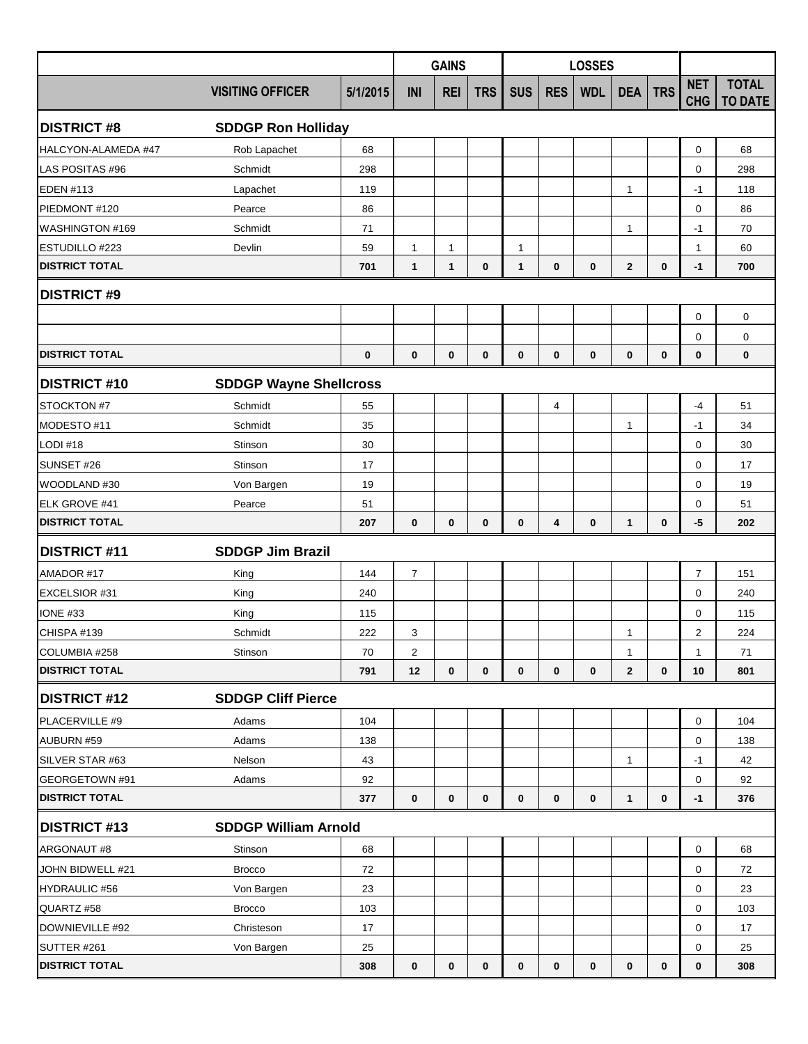| | | | GAINS | | | LOSSES | | | | | | |
|---|---|---|---|---|---|---|---|---|---|---|---|---|
| | VISITING OFFICER | 5/1/2015 | INI | REI | TRS | SUS | RES | WDL | DEA | TRS | NET CHG | TOTAL TO DATE |
| **DISTRICT #8** | **SDDGP Ron Holliday** | | | | | | | | | | | |
| HALCYON-ALAMEDA #47 | Rob Lapachet | 68 | | | | | | | | | 0 | 68 |
| LAS POSITAS #96 | Schmidt | 298 | | | | | | | | | 0 | 298 |
| EDEN #113 | Lapachet | 119 | | | | | | | 1 | | -1 | 118 |
| PIEDMONT #120 | Pearce | 86 | | | | | | | | | 0 | 86 |
| WASHINGTON #169 | Schmidt | 71 | | | | | | | 1 | | -1 | 70 |
| ESTUDILLO #223 | Devlin | 59 | 1 | 1 | | 1 | | | | | 1 | 60 |
| **DISTRICT TOTAL** | | **701** | **1** | **1** | **0** | **1** | **0** | **0** | **2** | **0** | **-1** | **700** |
| **DISTRICT #9** | | | | | | | | | | | | |
| | | | | | | | | | | | 0 | 0 |
| | | | | | | | | | | | 0 | 0 |
| **DISTRICT TOTAL** | | **0** | **0** | **0** | **0** | **0** | **0** | **0** | **0** | **0** | **0** | **0** |
| **DISTRICT #10** | **SDDGP Wayne Shellcross** | | | | | | | | | | | |
| STOCKTON #7 | Schmidt | 55 | | | | | 4 | | | | -4 | 51 |
| MODESTO #11 | Schmidt | 35 | | | | | | | 1 | | -1 | 34 |
| LODI #18 | Stinson | 30 | | | | | | | | | 0 | 30 |
| SUNSET #26 | Stinson | 17 | | | | | | | | | 0 | 17 |
| WOODLAND #30 | Von Bargen | 19 | | | | | | | | | 0 | 19 |
| ELK GROVE #41 | Pearce | 51 | | | | | | | | | 0 | 51 |
| **DISTRICT TOTAL** | | **207** | **0** | **0** | **0** | **0** | **4** | **0** | **1** | **0** | **-5** | **202** |
| **DISTRICT #11** | **SDDGP Jim Brazil** | | | | | | | | | | | |
| AMADOR #17 | King | 144 | 7 | | | | | | | | 7 | 151 |
| EXCELSIOR #31 | King | 240 | | | | | | | | | 0 | 240 |
| IONE #33 | King | 115 | | | | | | | | | 0 | 115 |
| CHISPA #139 | Schmidt | 222 | 3 | | | | | | 1 | | 2 | 224 |
| COLUMBIA #258 | Stinson | 70 | 2 | | | | | | 1 | | 1 | 71 |
| **DISTRICT TOTAL** | | **791** | **12** | **0** | **0** | **0** | **0** | **0** | **2** | **0** | **10** | **801** |
| **DISTRICT #12** | **SDDGP Cliff Pierce** | | | | | | | | | | | |
| PLACERVILLE #9 | Adams | 104 | | | | | | | | | 0 | 104 |
| AUBURN #59 | Adams | 138 | | | | | | | | | 0 | 138 |
| SILVER STAR #63 | Nelson | 43 | | | | | | | 1 | | -1 | 42 |
| GEORGETOWN #91 | Adams | 92 | | | | | | | | | 0 | 92 |
| **DISTRICT TOTAL** | | **377** | **0** | **0** | **0** | **0** | **0** | **0** | **1** | **0** | **-1** | **376** |
| **DISTRICT #13** | **SDDGP William Arnold** | | | | | | | | | | | |
| ARGONAUT #8 | Stinson | 68 | | | | | | | | | 0 | 68 |
| JOHN BIDWELL #21 | Brocco | 72 | | | | | | | | | 0 | 72 |
| HYDRAULIC #56 | Von Bargen | 23 | | | | | | | | | 0 | 23 |
| QUARTZ #58 | Brocco | 103 | | | | | | | | | 0 | 103 |
| DOWNIEVILLE #92 | Christeson | 17 | | | | | | | | | 0 | 17 |
| SUTTER #261 | Von Bargen | 25 | | | | | | | | | 0 | 25 |
| **DISTRICT TOTAL** | | **308** | **0** | **0** | **0** | **0** | **0** | **0** | **0** | **0** | **0** | **308** |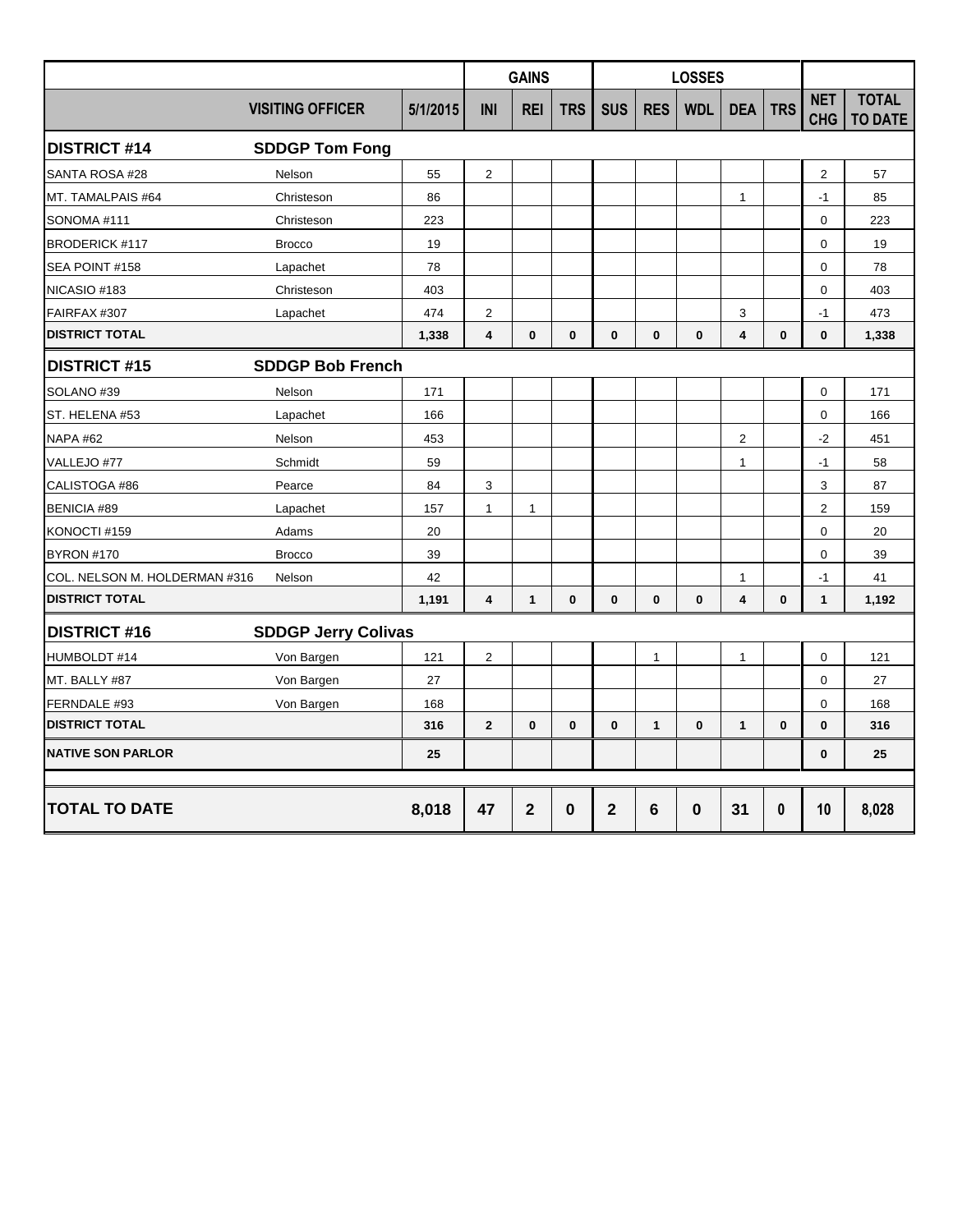| | | | GAINS | | | LOSSES | | | | | | |
|---|---|---|---|---|---|---|---|---|---|---|---|---|
| | **VISITING OFFICER** | **5/1/2015** | **INI** | **REI** | **TRS** | **SUS** | **RES** | **WDL** | **DEA** | **TRS** | **NET CHG** | **TOTAL TO DATE** |
| **DISTRICT #14** | **SDDGP Tom Fong** | | | | | | | | | | | |
| SANTA ROSA #28 | Nelson | 55 | 2 | | | | | | | | 2 | 57 |
| MT. TAMALPAIS #64 | Christeson | 86 | | | | | | | 1 | | -1 | 85 |
| SONOMA #111 | Christeson | 223 | | | | | | | | | 0 | 223 |
| BRODERICK #117 | Brocco | 19 | | | | | | | | | 0 | 19 |
| SEA POINT #158 | Lapachet | 78 | | | | | | | | | 0 | 78 |
| NICASIO #183 | Christeson | 403 | | | | | | | | | 0 | 403 |
| FAIRFAX #307 | Lapachet | 474 | 2 | | | | | | 3 | | -1 | 473 |
| **DISTRICT TOTAL** | | **1,338** | **4** | **0** | **0** | **0** | **0** | **0** | **4** | **0** | **0** | **1,338** |
| **DISTRICT #15** | **SDDGP Bob French** | | | | | | | | | | | |
| SOLANO #39 | Nelson | 171 | | | | | | | | | 0 | 171 |
| ST. HELENA #53 | Lapachet | 166 | | | | | | | | | 0 | 166 |
| NAPA #62 | Nelson | 453 | | | | | | | 2 | | -2 | 451 |
| VALLEJO #77 | Schmidt | 59 | | | | | | | 1 | | -1 | 58 |
| CALISTOGA #86 | Pearce | 84 | 3 | | | | | | | | 3 | 87 |
| BENICIA #89 | Lapachet | 157 | 1 | 1 | | | | | | | 2 | 159 |
| KONOCTI #159 | Adams | 20 | | | | | | | | | 0 | 20 |
| BYRON #170 | Brocco | 39 | | | | | | | | | 0 | 39 |
| COL. NELSON M. HOLDERMAN #316 | Nelson | 42 | | | | | | | 1 | | -1 | 41 |
| **DISTRICT TOTAL** | | **1,191** | **4** | **1** | **0** | **0** | **0** | **0** | **4** | **0** | **1** | **1,192** |
| **DISTRICT #16** | **SDDGP Jerry Colivas** | | | | | | | | | | | |
| HUMBOLDT #14 | Von Bargen | 121 | 2 | | | | 1 | | 1 | | 0 | 121 |
| MT. BALLY #87 | Von Bargen | 27 | | | | | | | | | 0 | 27 |
| FERNDALE #93 | Von Bargen | 168 | | | | | | | | | 0 | 168 |
| **DISTRICT TOTAL** | | **316** | **2** | **0** | **0** | **0** | **1** | **0** | **1** | **0** | **0** | **316** |
| **NATIVE SON PARLOR** | | **25** | | | | | | | | | **0** | **25** |
| **TOTAL TO DATE** | | **8,018** | **47** | **2** | **0** | **2** | **6** | **0** | **31** | **0** | **10** | **8,028** |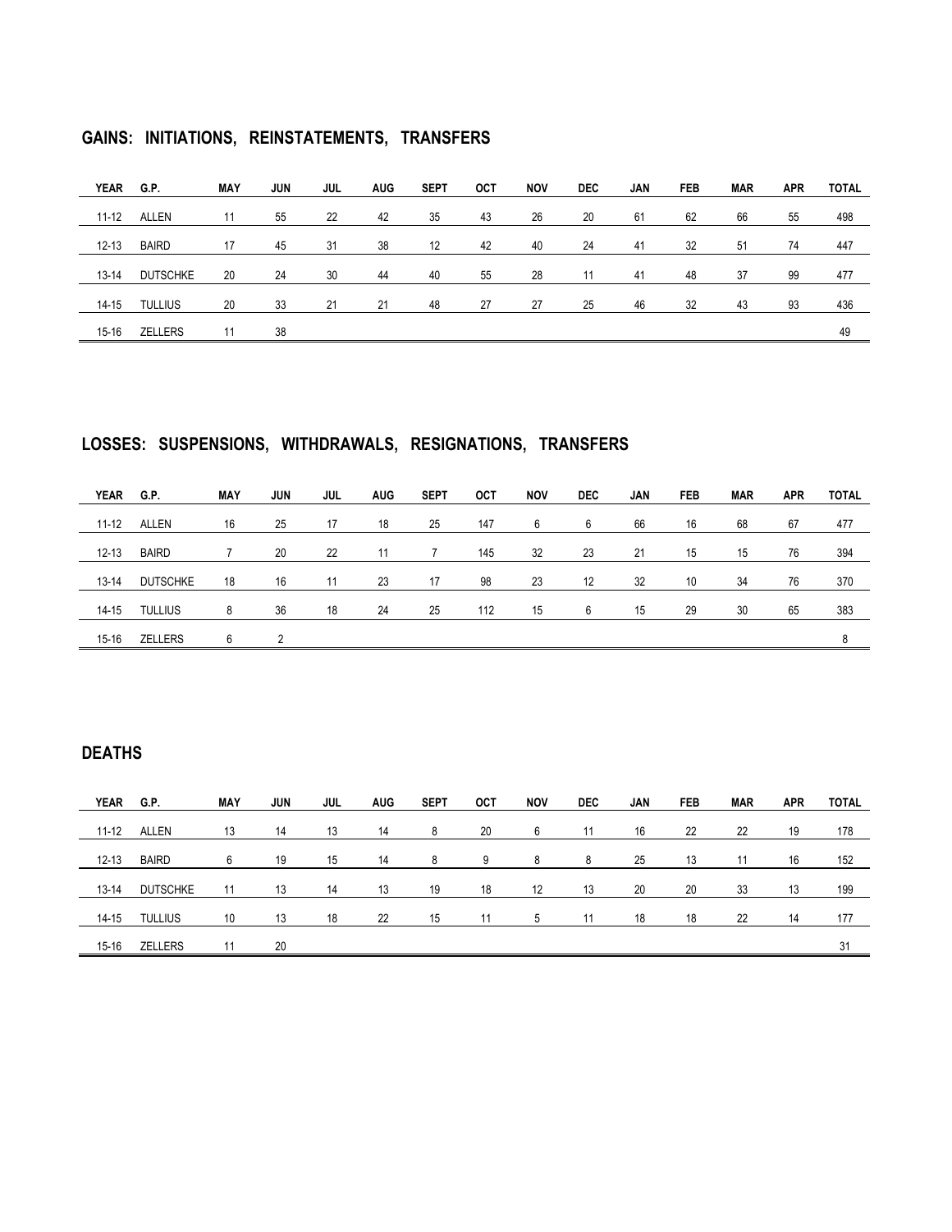## GAINS: INITIATIONS, REINSTATEMENTS, TRANSFERS

| YEAR | G.P. | MAY | JUN | JUL | AUG | SEPT | OCT | NOV | DEC | JAN | FEB | MAR | APR | TOTAL |
|---|---|---|---|---|---|---|---|---|---|---|---|---|---|---|
| 11-12 | ALLEN | 11 | 55 | 22 | 42 | 35 | 43 | 26 | 20 | 61 | 62 | 66 | 55 | 498 |
| 12-13 | BAIRD | 17 | 45 | 31 | 38 | 12 | 42 | 40 | 24 | 41 | 32 | 51 | 74 | 447 |
| 13-14 | DUTSCHKE | 20 | 24 | 30 | 44 | 40 | 55 | 28 | 11 | 41 | 48 | 37 | 99 | 477 |
| 14-15 | TULLIUS | 20 | 33 | 21 | 21 | 48 | 27 | 27 | 25 | 46 | 32 | 43 | 93 | 436 |
| 15-16 | ZELLERS | 11 | 38 | | | | | | | | | | | 49 |

## LOSSES: SUSPENSIONS, WITHDRAWALS, RESIGNATIONS, TRANSFERS

| YEAR | G.P. | MAY | JUN | JUL | AUG | SEPT | OCT | NOV | DEC | JAN | FEB | MAR | APR | TOTAL |
|---|---|---|---|---|---|---|---|---|---|---|---|---|---|---|
| 11-12 | ALLEN | 16 | 25 | 17 | 18 | 25 | 147 | 6 | 6 | 66 | 16 | 68 | 67 | 477 |
| 12-13 | BAIRD | 7 | 20 | 22 | 11 | 7 | 145 | 32 | 23 | 21 | 15 | 15 | 76 | 394 |
| 13-14 | DUTSCHKE | 18 | 16 | 11 | 23 | 17 | 98 | 23 | 12 | 32 | 10 | 34 | 76 | 370 |
| 14-15 | TULLIUS | 8 | 36 | 18 | 24 | 25 | 112 | 15 | 6 | 15 | 29 | 30 | 65 | 383 |
| 15-16 | ZELLERS | 6 | 2 | | | | | | | | | | | 8 |

## DEATHS

| YEAR | G.P. | MAY | JUN | JUL | AUG | SEPT | OCT | NOV | DEC | JAN | FEB | MAR | APR | TOTAL |
|---|---|---|---|---|---|---|---|---|---|---|---|---|---|---|
| 11-12 | ALLEN | 13 | 14 | 13 | 14 | 8 | 20 | 6 | 11 | 16 | 22 | 22 | 19 | 178 |
| 12-13 | BAIRD | 6 | 19 | 15 | 14 | 8 | 9 | 8 | 8 | 25 | 13 | 11 | 16 | 152 |
| 13-14 | DUTSCHKE | 11 | 13 | 14 | 13 | 19 | 18 | 12 | 13 | 20 | 20 | 33 | 13 | 199 |
| 14-15 | TULLIUS | 10 | 13 | 18 | 22 | 15 | 11 | 5 | 11 | 18 | 18 | 22 | 14 | 177 |
| 15-16 | ZELLERS | 11 | 20 | | | | | | | | | | | 31 |